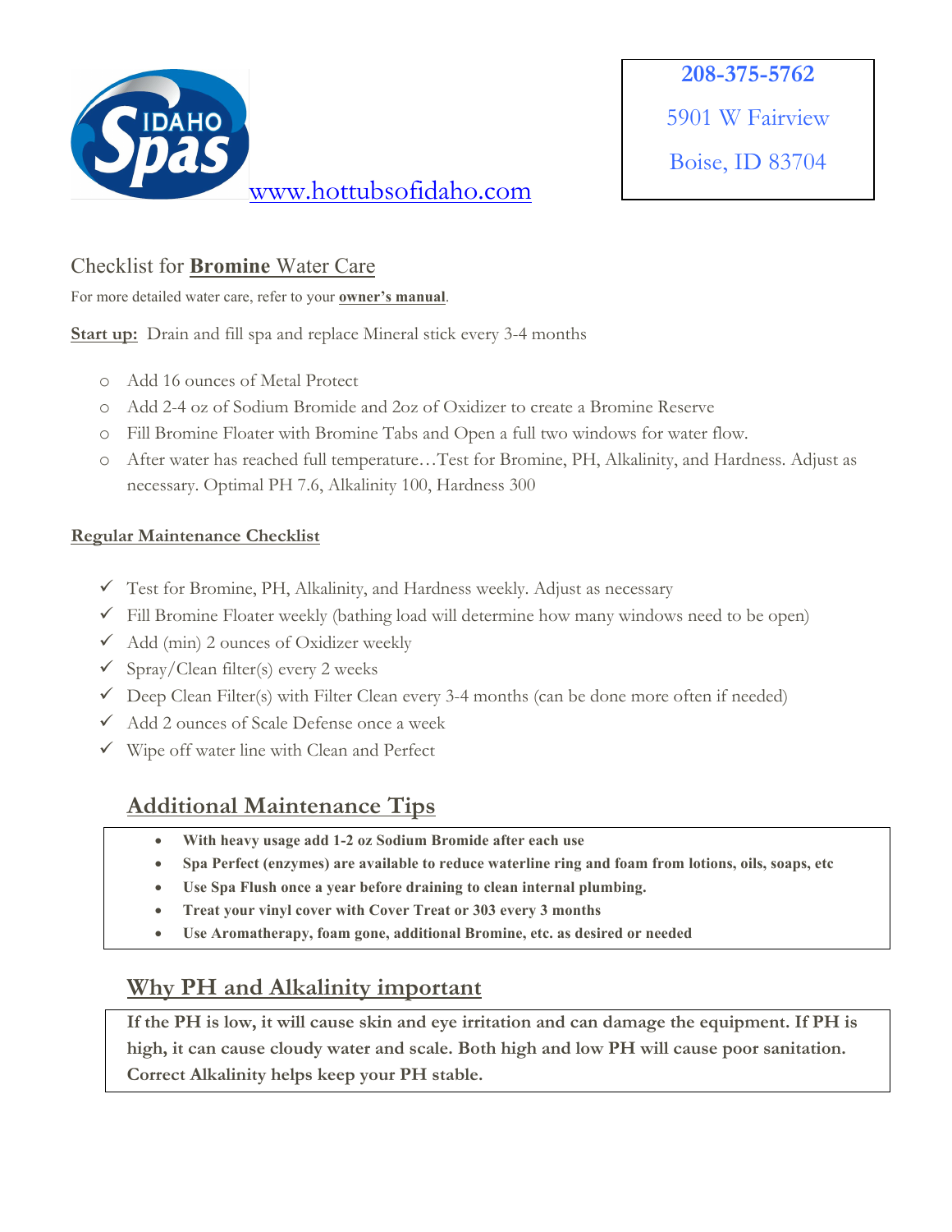IDAHO Spas

www.hottubsofidaho.com

**208-375-5762**

5901 W Fairview

Boise, ID 83704

## Checklist for **Bromine** Water Care

For more detailed water care, refer to your **owner's manual**.

**Start up:** Drain and fill spa and replace Mineral stick every 3-4 months

- Add 16 ounces of Metal Protect
- Add 2-4 oz of Sodium Bromide and 2oz of Oxidizer to create a Bromine Reserve
- Fill Bromine Floater with Bromine Tabs and Open a full two windows for water flow.
- After water has reached full temperature…Test for Bromine, PH, Alkalinity, and Hardness. Adjust as necessary. Optimal PH 7.6, Alkalinity 100, Hardness 300

**Regular Maintenance Checklist**

- ✓ Test for Bromine, PH, Alkalinity, and Hardness weekly. Adjust as necessary
- ✓ Fill Bromine Floater weekly (bathing load will determine how many windows need to be open)
- ✓ Add (min) 2 ounces of Oxidizer weekly
- ✓ Spray/Clean filter(s) every 2 weeks
- ✓ Deep Clean Filter(s) with Filter Clean every 3-4 months (can be done more often if needed)
- ✓ Add 2 ounces of Scale Defense once a week
- ✓ Wipe off water line with Clean and Perfect

## Additional Maintenance Tips

- **With heavy usage add 1-2 oz Sodium Bromide after each use**
- **Spa Perfect (enzymes) are available to reduce waterline ring and foam from lotions, oils, soaps, etc**
- **Use Spa Flush once a year before draining to clean internal plumbing.**
- **Treat your vinyl cover with Cover Treat or 303 every 3 months**
- **Use Aromatherapy, foam gone, additional Bromine, etc. as desired or needed**

## Why PH and Alkalinity important

**If the PH is low, it will cause skin and eye irritation and can damage the equipment. If PH is high, it can cause cloudy water and scale. Both high and low PH will cause poor sanitation. Correct Alkalinity helps keep your PH stable.**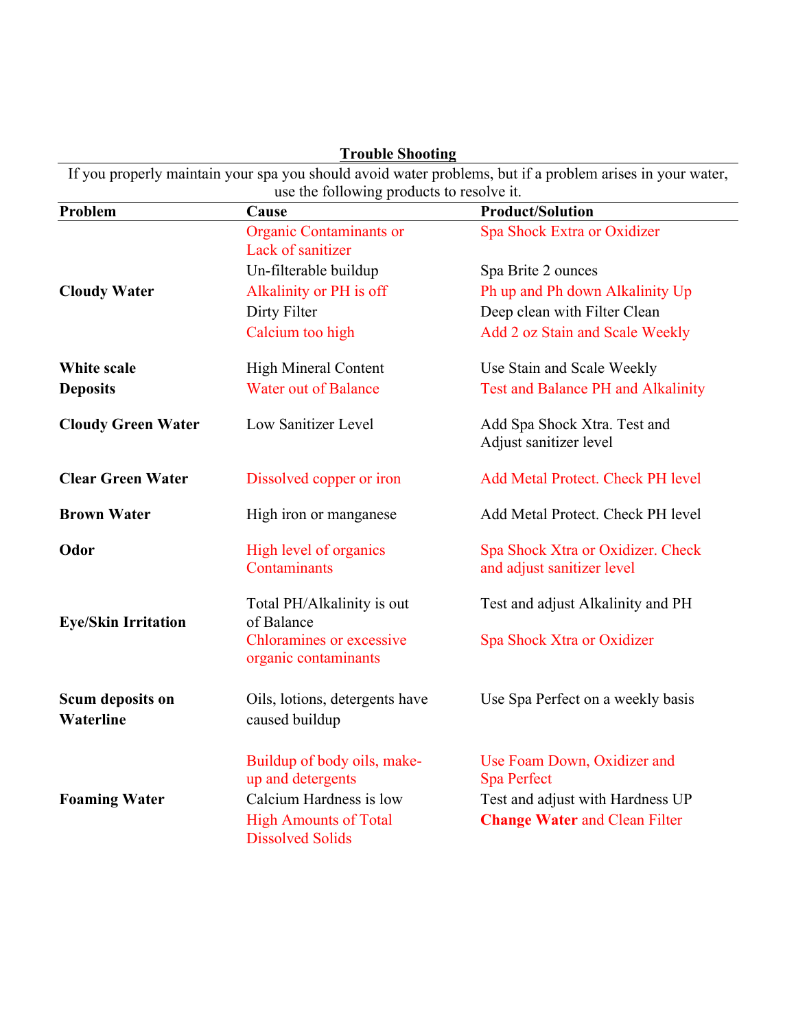**Trouble Shooting**

If you properly maintain your spa you should avoid water problems, but if a problem arises in your water, use the following products to resolve it.

| Problem | Cause | Product/Solution |
|---|---|---|
| Cloudy Water | Organic Contaminants or Lack of sanitizer | Spa Shock Extra or Oxidizer |
| | Un-filterable buildup | Spa Brite 2 ounces |
| | Alkalinity or PH is off | Ph up and Ph down Alkalinity Up |
| | Dirty Filter | Deep clean with Filter Clean |
| | Calcium too high | Add 2 oz Stain and Scale Weekly |
| White scale Deposits | High Mineral Content | Use Stain and Scale Weekly |
| | Water out of Balance | Test and Balance PH and Alkalinity |
| Cloudy Green Water | Low Sanitizer Level | Add Spa Shock Xtra. Test and Adjust sanitizer level |
| Clear Green Water | Dissolved copper or iron | Add Metal Protect. Check PH level |
| Brown Water | High iron or manganese | Add Metal Protect. Check PH level |
| Odor | High level of organics Contaminants | Spa Shock Xtra or Oxidizer. Check and adjust sanitizer level |
| Eye/Skin Irritation | Total PH/Alkalinity is out of Balance | Test and adjust Alkalinity and PH |
| | Chloramines or excessive organic contaminants | Spa Shock Xtra or Oxidizer |
| Scum deposits on Waterline | Oils, lotions, detergents have caused buildup | Use Spa Perfect on a weekly basis |
| Foaming Water | Buildup of body oils, make-up and detergents | Use Foam Down, Oxidizer and Spa Perfect |
| | Calcium Hardness is low | Test and adjust with Hardness UP |
| | High Amounts of Total Dissolved Solids | **Change Water** and Clean Filter |